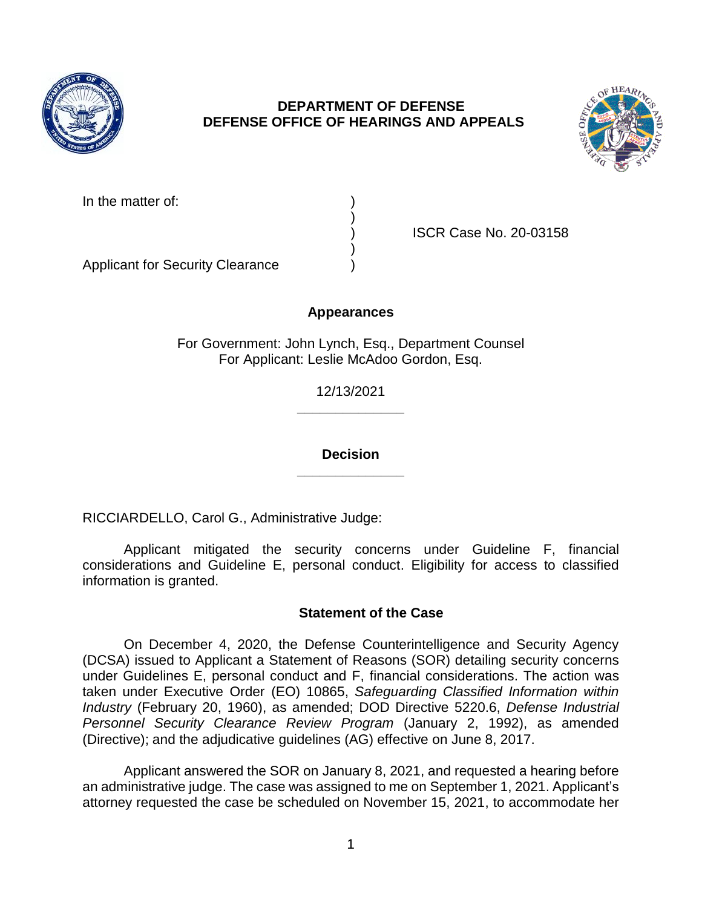**DEPARTMENT OF DEFENSE**
**DEFENSE OFFICE OF HEARINGS AND APPEALS**

In the matter of: )
)
) ISCR Case No. 20-03158
)
Applicant for Security Clearance )

## Appearances

For Government: John Lynch, Esq., Department Counsel
For Applicant: Leslie McAdoo Gordon, Esq.

12/13/2021

______________

## Decision

______________

RICCIARDELLO, Carol G., Administrative Judge:

Applicant mitigated the security concerns under Guideline F, financial considerations and Guideline E, personal conduct. Eligibility for access to classified information is granted.

## Statement of the Case

On December 4, 2020, the Defense Counterintelligence and Security Agency (DCSA) issued to Applicant a Statement of Reasons (SOR) detailing security concerns under Guidelines E, personal conduct and F, financial considerations. The action was taken under Executive Order (EO) 10865, *Safeguarding Classified Information within Industry* (February 20, 1960), as amended; DOD Directive 5220.6, *Defense Industrial Personnel Security Clearance Review Program* (January 2, 1992), as amended (Directive); and the adjudicative guidelines (AG) effective on June 8, 2017.

Applicant answered the SOR on January 8, 2021, and requested a hearing before an administrative judge. The case was assigned to me on September 1, 2021. Applicant's attorney requested the case be scheduled on November 15, 2021, to accommodate her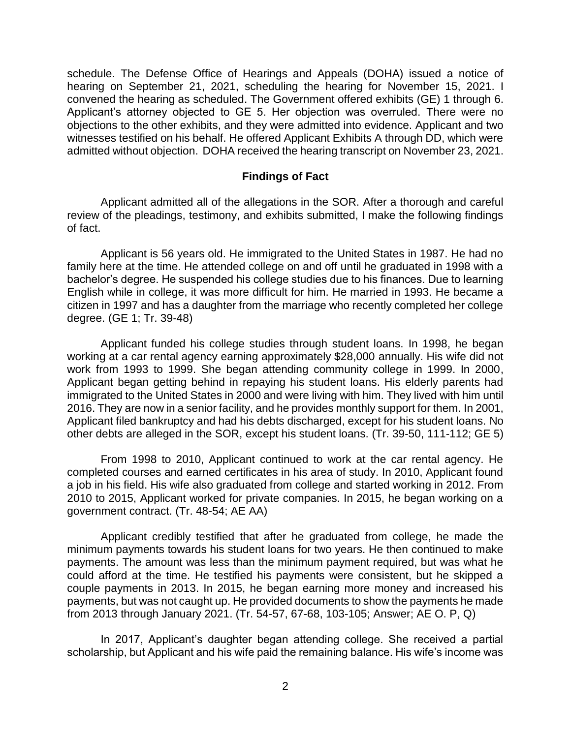schedule. The Defense Office of Hearings and Appeals (DOHA) issued a notice of hearing on September 21, 2021, scheduling the hearing for November 15, 2021. I convened the hearing as scheduled. The Government offered exhibits (GE) 1 through 6. Applicant's attorney objected to GE 5. Her objection was overruled. There were no objections to the other exhibits, and they were admitted into evidence. Applicant and two witnesses testified on his behalf. He offered Applicant Exhibits A through DD, which were admitted without objection. DOHA received the hearing transcript on November 23, 2021.

## Findings of Fact

Applicant admitted all of the allegations in the SOR. After a thorough and careful review of the pleadings, testimony, and exhibits submitted, I make the following findings of fact.

Applicant is 56 years old. He immigrated to the United States in 1987. He had no family here at the time. He attended college on and off until he graduated in 1998 with a bachelor's degree. He suspended his college studies due to his finances. Due to learning English while in college, it was more difficult for him. He married in 1993. He became a citizen in 1997 and has a daughter from the marriage who recently completed her college degree. (GE 1; Tr. 39-48)

Applicant funded his college studies through student loans. In 1998, he began working at a car rental agency earning approximately $28,000 annually. His wife did not work from 1993 to 1999. She began attending community college in 1999. In 2000, Applicant began getting behind in repaying his student loans. His elderly parents had immigrated to the United States in 2000 and were living with him. They lived with him until 2016. They are now in a senior facility, and he provides monthly support for them. In 2001, Applicant filed bankruptcy and had his debts discharged, except for his student loans. No other debts are alleged in the SOR, except his student loans. (Tr. 39-50, 111-112; GE 5)

From 1998 to 2010, Applicant continued to work at the car rental agency. He completed courses and earned certificates in his area of study. In 2010, Applicant found a job in his field. His wife also graduated from college and started working in 2012. From 2010 to 2015, Applicant worked for private companies. In 2015, he began working on a government contract. (Tr. 48-54; AE AA)

Applicant credibly testified that after he graduated from college, he made the minimum payments towards his student loans for two years. He then continued to make payments. The amount was less than the minimum payment required, but was what he could afford at the time. He testified his payments were consistent, but he skipped a couple payments in 2013. In 2015, he began earning more money and increased his payments, but was not caught up. He provided documents to show the payments he made from 2013 through January 2021. (Tr. 54-57, 67-68, 103-105; Answer; AE O. P, Q)

In 2017, Applicant's daughter began attending college. She received a partial scholarship, but Applicant and his wife paid the remaining balance. His wife's income was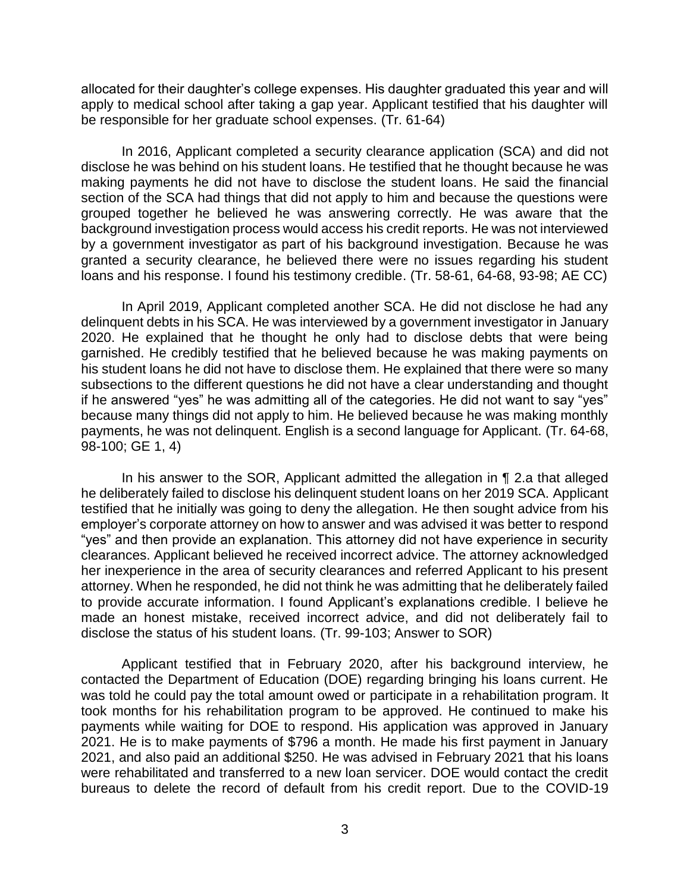allocated for their daughter's college expenses. His daughter graduated this year and will apply to medical school after taking a gap year. Applicant testified that his daughter will be responsible for her graduate school expenses. (Tr. 61-64)

In 2016, Applicant completed a security clearance application (SCA) and did not disclose he was behind on his student loans. He testified that he thought because he was making payments he did not have to disclose the student loans. He said the financial section of the SCA had things that did not apply to him and because the questions were grouped together he believed he was answering correctly. He was aware that the background investigation process would access his credit reports. He was not interviewed by a government investigator as part of his background investigation. Because he was granted a security clearance, he believed there were no issues regarding his student loans and his response. I found his testimony credible. (Tr. 58-61, 64-68, 93-98; AE CC)

In April 2019, Applicant completed another SCA. He did not disclose he had any delinquent debts in his SCA. He was interviewed by a government investigator in January 2020. He explained that he thought he only had to disclose debts that were being garnished. He credibly testified that he believed because he was making payments on his student loans he did not have to disclose them. He explained that there were so many subsections to the different questions he did not have a clear understanding and thought if he answered "yes" he was admitting all of the categories. He did not want to say "yes" because many things did not apply to him. He believed because he was making monthly payments, he was not delinquent. English is a second language for Applicant. (Tr. 64-68, 98-100; GE 1, 4)

In his answer to the SOR, Applicant admitted the allegation in ¶ 2.a that alleged he deliberately failed to disclose his delinquent student loans on her 2019 SCA. Applicant testified that he initially was going to deny the allegation. He then sought advice from his employer's corporate attorney on how to answer and was advised it was better to respond "yes" and then provide an explanation. This attorney did not have experience in security clearances. Applicant believed he received incorrect advice. The attorney acknowledged her inexperience in the area of security clearances and referred Applicant to his present attorney. When he responded, he did not think he was admitting that he deliberately failed to provide accurate information. I found Applicant's explanations credible. I believe he made an honest mistake, received incorrect advice, and did not deliberately fail to disclose the status of his student loans. (Tr. 99-103; Answer to SOR)

Applicant testified that in February 2020, after his background interview, he contacted the Department of Education (DOE) regarding bringing his loans current. He was told he could pay the total amount owed or participate in a rehabilitation program. It took months for his rehabilitation program to be approved. He continued to make his payments while waiting for DOE to respond. His application was approved in January 2021. He is to make payments of $796 a month. He made his first payment in January 2021, and also paid an additional $250. He was advised in February 2021 that his loans were rehabilitated and transferred to a new loan servicer. DOE would contact the credit bureaus to delete the record of default from his credit report. Due to the COVID-19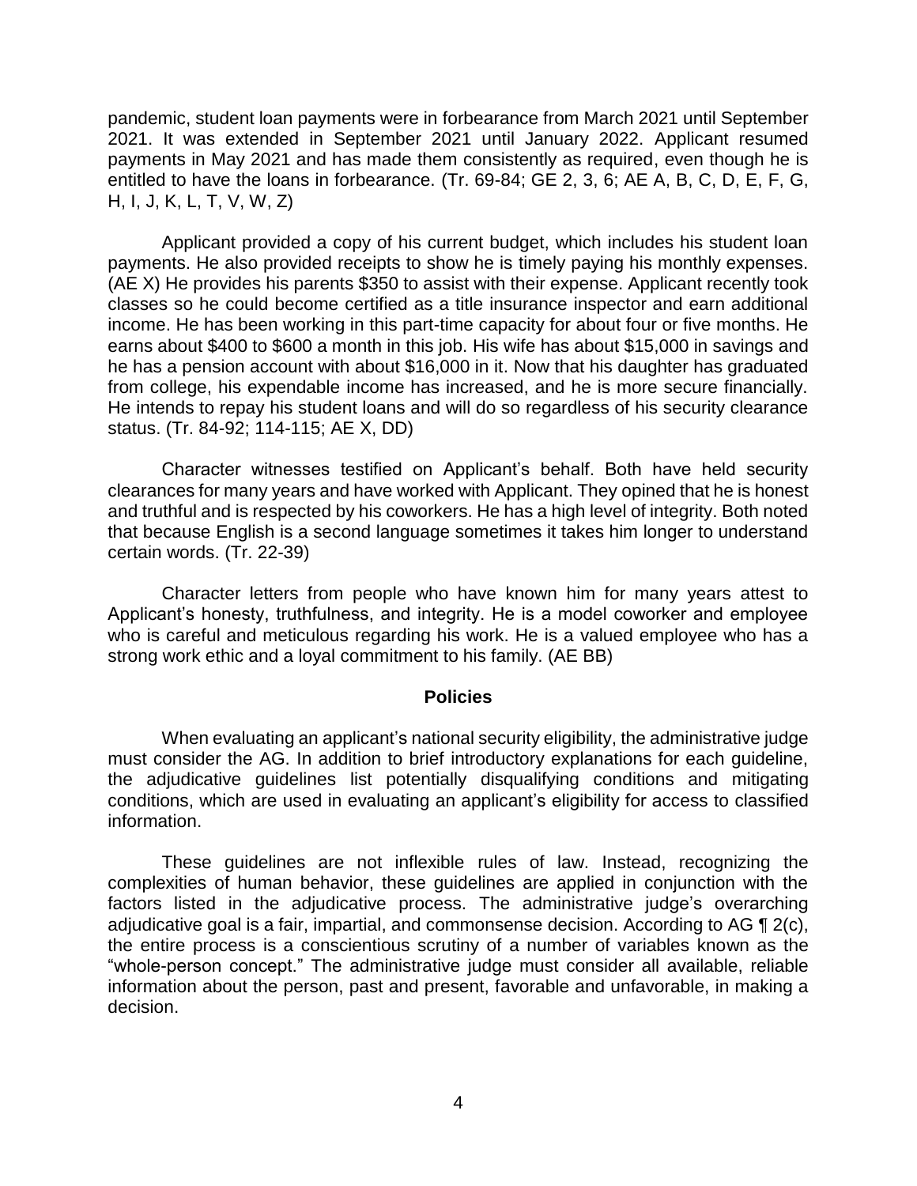pandemic, student loan payments were in forbearance from March 2021 until September 2021. It was extended in September 2021 until January 2022. Applicant resumed payments in May 2021 and has made them consistently as required, even though he is entitled to have the loans in forbearance. (Tr. 69-84; GE 2, 3, 6; AE A, B, C, D, E, F, G, H, I, J, K, L, T, V, W, Z)

Applicant provided a copy of his current budget, which includes his student loan payments. He also provided receipts to show he is timely paying his monthly expenses. (AE X) He provides his parents $350 to assist with their expense. Applicant recently took classes so he could become certified as a title insurance inspector and earn additional income. He has been working in this part-time capacity for about four or five months. He earns about $400 to $600 a month in this job. His wife has about $15,000 in savings and he has a pension account with about $16,000 in it. Now that his daughter has graduated from college, his expendable income has increased, and he is more secure financially. He intends to repay his student loans and will do so regardless of his security clearance status. (Tr. 84-92; 114-115; AE X, DD)

Character witnesses testified on Applicant's behalf. Both have held security clearances for many years and have worked with Applicant. They opined that he is honest and truthful and is respected by his coworkers. He has a high level of integrity. Both noted that because English is a second language sometimes it takes him longer to understand certain words. (Tr. 22-39)

Character letters from people who have known him for many years attest to Applicant's honesty, truthfulness, and integrity. He is a model coworker and employee who is careful and meticulous regarding his work. He is a valued employee who has a strong work ethic and a loyal commitment to his family. (AE BB)

## Policies

When evaluating an applicant's national security eligibility, the administrative judge must consider the AG. In addition to brief introductory explanations for each guideline, the adjudicative guidelines list potentially disqualifying conditions and mitigating conditions, which are used in evaluating an applicant's eligibility for access to classified information.

These guidelines are not inflexible rules of law. Instead, recognizing the complexities of human behavior, these guidelines are applied in conjunction with the factors listed in the adjudicative process. The administrative judge's overarching adjudicative goal is a fair, impartial, and commonsense decision. According to AG ¶ 2(c), the entire process is a conscientious scrutiny of a number of variables known as the "whole-person concept." The administrative judge must consider all available, reliable information about the person, past and present, favorable and unfavorable, in making a decision.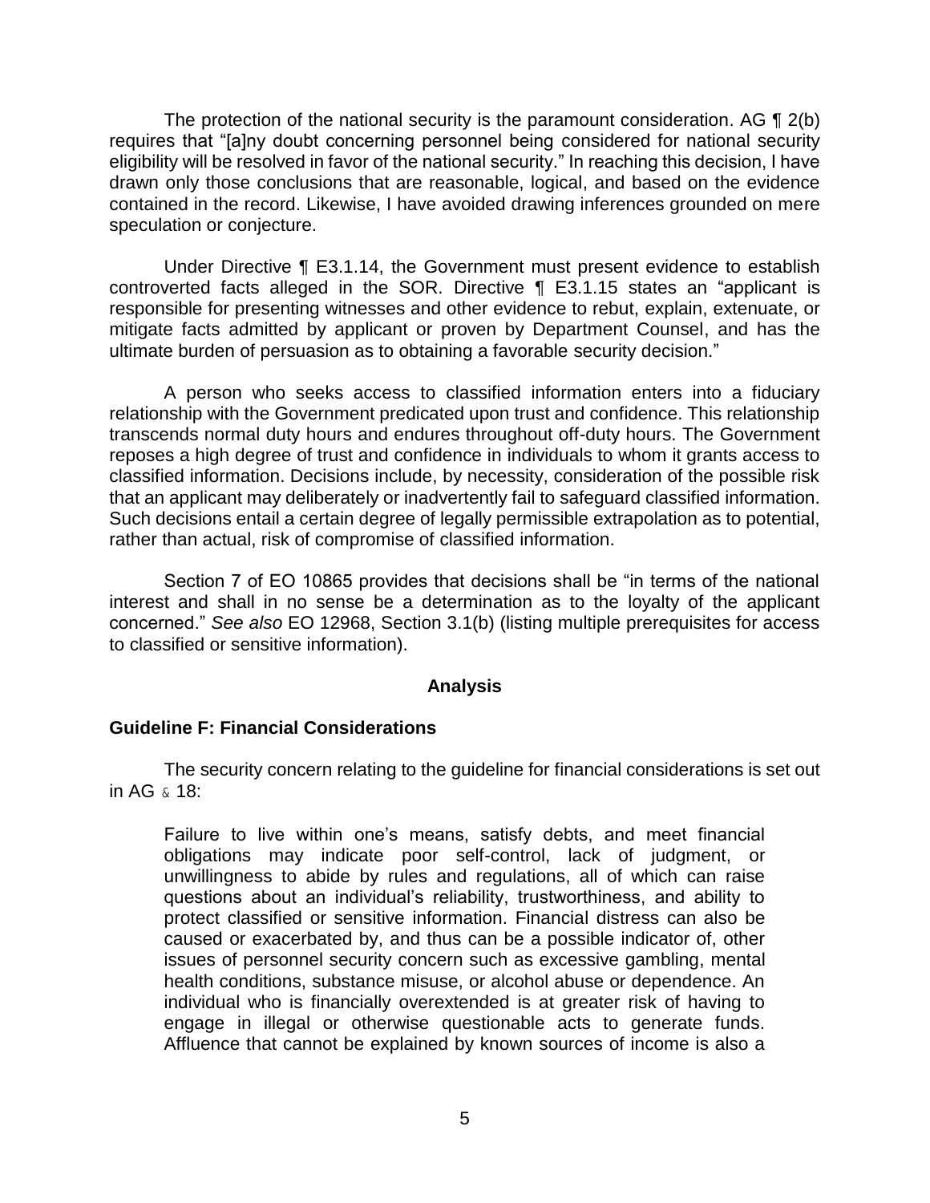The protection of the national security is the paramount consideration. AG ¶ 2(b) requires that "[a]ny doubt concerning personnel being considered for national security eligibility will be resolved in favor of the national security." In reaching this decision, I have drawn only those conclusions that are reasonable, logical, and based on the evidence contained in the record. Likewise, I have avoided drawing inferences grounded on mere speculation or conjecture.

Under Directive ¶ E3.1.14, the Government must present evidence to establish controverted facts alleged in the SOR. Directive ¶ E3.1.15 states an "applicant is responsible for presenting witnesses and other evidence to rebut, explain, extenuate, or mitigate facts admitted by applicant or proven by Department Counsel, and has the ultimate burden of persuasion as to obtaining a favorable security decision."

A person who seeks access to classified information enters into a fiduciary relationship with the Government predicated upon trust and confidence. This relationship transcends normal duty hours and endures throughout off-duty hours. The Government reposes a high degree of trust and confidence in individuals to whom it grants access to classified information. Decisions include, by necessity, consideration of the possible risk that an applicant may deliberately or inadvertently fail to safeguard classified information. Such decisions entail a certain degree of legally permissible extrapolation as to potential, rather than actual, risk of compromise of classified information.

Section 7 of EO 10865 provides that decisions shall be "in terms of the national interest and shall in no sense be a determination as to the loyalty of the applicant concerned." *See also* EO 12968, Section 3.1(b) (listing multiple prerequisites for access to classified or sensitive information).

## Analysis

### Guideline F: Financial Considerations

The security concern relating to the guideline for financial considerations is set out in AG ¶ 18:

> Failure to live within one's means, satisfy debts, and meet financial obligations may indicate poor self-control, lack of judgment, or unwillingness to abide by rules and regulations, all of which can raise questions about an individual's reliability, trustworthiness, and ability to protect classified or sensitive information. Financial distress can also be caused or exacerbated by, and thus can be a possible indicator of, other issues of personnel security concern such as excessive gambling, mental health conditions, substance misuse, or alcohol abuse or dependence. An individual who is financially overextended is at greater risk of having to engage in illegal or otherwise questionable acts to generate funds. Affluence that cannot be explained by known sources of income is also a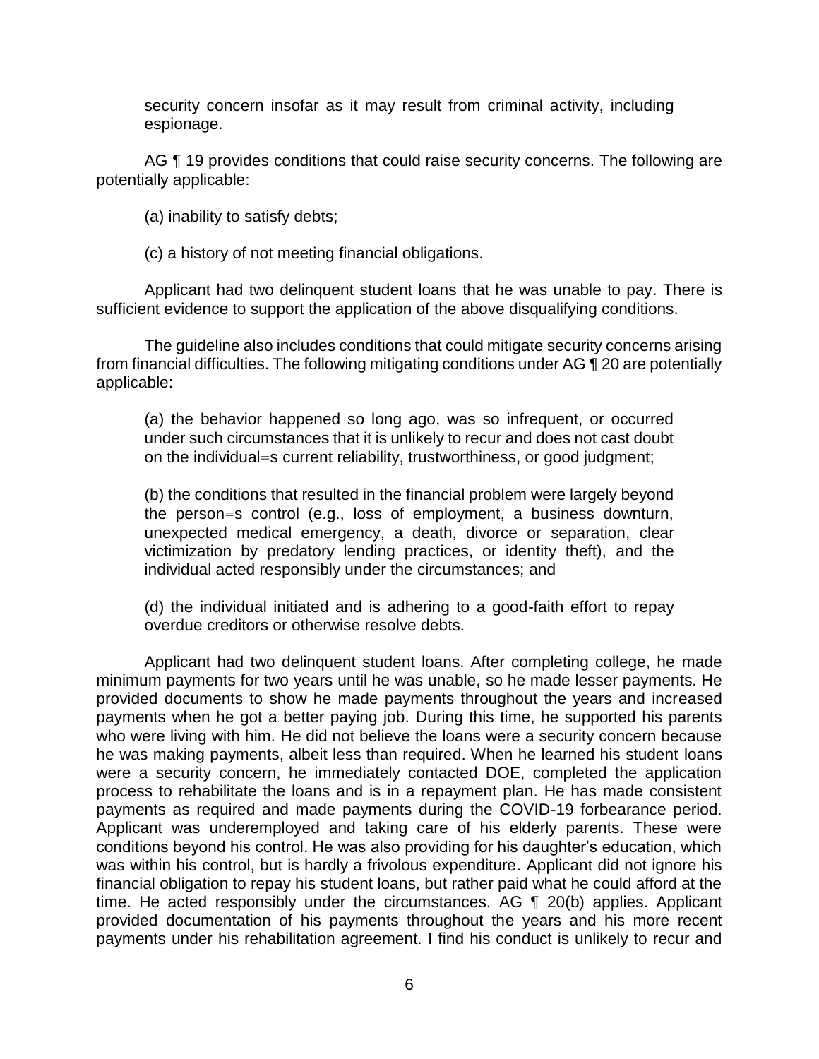security concern insofar as it may result from criminal activity, including espionage.

AG ¶ 19 provides conditions that could raise security concerns. The following are potentially applicable:

(a) inability to satisfy debts;

(c) a history of not meeting financial obligations.

Applicant had two delinquent student loans that he was unable to pay. There is sufficient evidence to support the application of the above disqualifying conditions.

The guideline also includes conditions that could mitigate security concerns arising from financial difficulties. The following mitigating conditions under AG ¶ 20 are potentially applicable:

(a) the behavior happened so long ago, was so infrequent, or occurred under such circumstances that it is unlikely to recur and does not cast doubt on the individual=s current reliability, trustworthiness, or good judgment;

(b) the conditions that resulted in the financial problem were largely beyond the person=s control (e.g., loss of employment, a business downturn, unexpected medical emergency, a death, divorce or separation, clear victimization by predatory lending practices, or identity theft), and the individual acted responsibly under the circumstances; and

(d) the individual initiated and is adhering to a good-faith effort to repay overdue creditors or otherwise resolve debts.

Applicant had two delinquent student loans. After completing college, he made minimum payments for two years until he was unable, so he made lesser payments. He provided documents to show he made payments throughout the years and increased payments when he got a better paying job. During this time, he supported his parents who were living with him. He did not believe the loans were a security concern because he was making payments, albeit less than required. When he learned his student loans were a security concern, he immediately contacted DOE, completed the application process to rehabilitate the loans and is in a repayment plan. He has made consistent payments as required and made payments during the COVID-19 forbearance period. Applicant was underemployed and taking care of his elderly parents. These were conditions beyond his control. He was also providing for his daughter's education, which was within his control, but is hardly a frivolous expenditure. Applicant did not ignore his financial obligation to repay his student loans, but rather paid what he could afford at the time. He acted responsibly under the circumstances. AG ¶ 20(b) applies. Applicant provided documentation of his payments throughout the years and his more recent payments under his rehabilitation agreement. I find his conduct is unlikely to recur and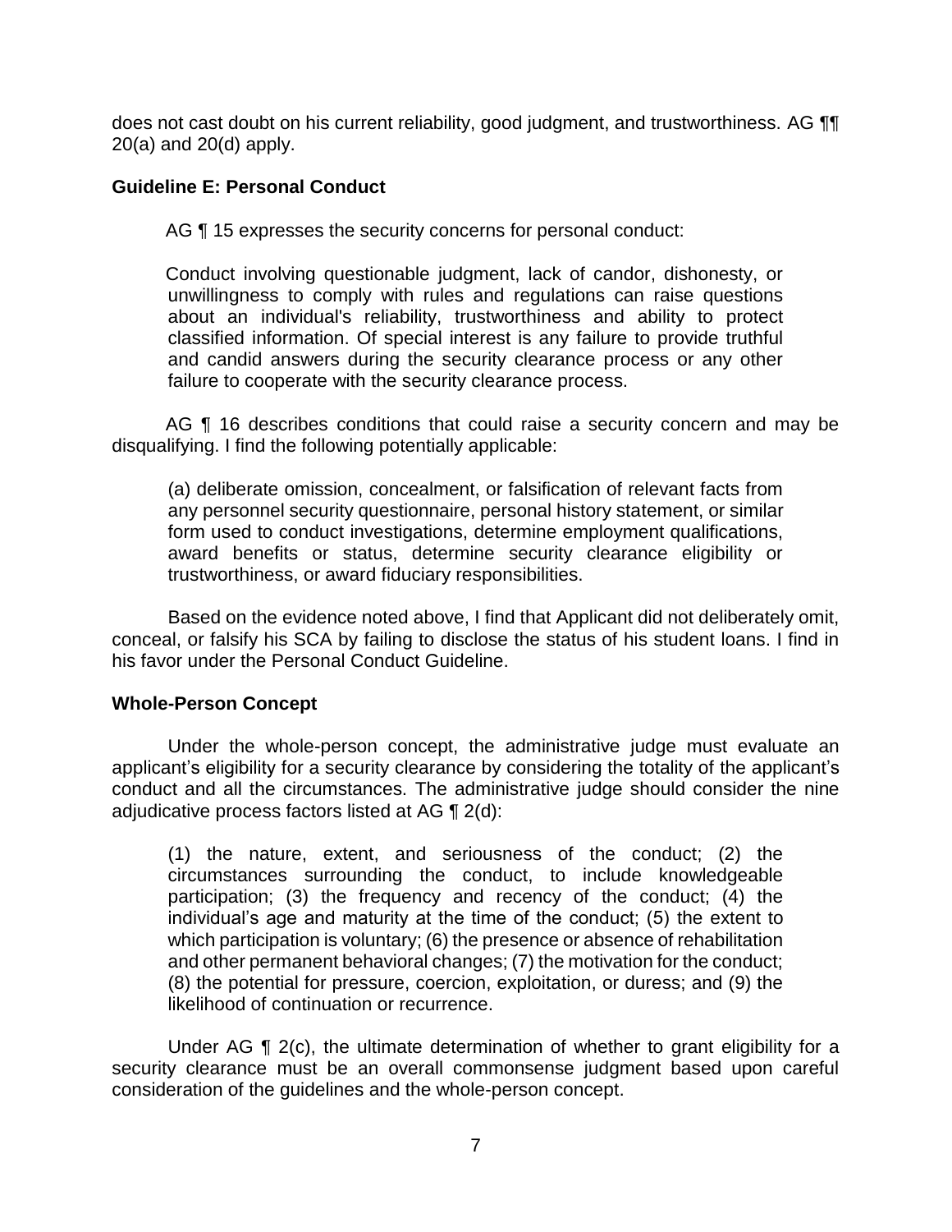does not cast doubt on his current reliability, good judgment, and trustworthiness. AG ¶¶ 20(a) and 20(d) apply.

### Guideline E: Personal Conduct

AG ¶ 15 expresses the security concerns for personal conduct:

> Conduct involving questionable judgment, lack of candor, dishonesty, or unwillingness to comply with rules and regulations can raise questions about an individual's reliability, trustworthiness and ability to protect classified information. Of special interest is any failure to provide truthful and candid answers during the security clearance process or any other failure to cooperate with the security clearance process.

AG ¶ 16 describes conditions that could raise a security concern and may be disqualifying. I find the following potentially applicable:

> (a) deliberate omission, concealment, or falsification of relevant facts from any personnel security questionnaire, personal history statement, or similar form used to conduct investigations, determine employment qualifications, award benefits or status, determine security clearance eligibility or trustworthiness, or award fiduciary responsibilities.

Based on the evidence noted above, I find that Applicant did not deliberately omit, conceal, or falsify his SCA by failing to disclose the status of his student loans. I find in his favor under the Personal Conduct Guideline.

### Whole-Person Concept

Under the whole-person concept, the administrative judge must evaluate an applicant's eligibility for a security clearance by considering the totality of the applicant's conduct and all the circumstances. The administrative judge should consider the nine adjudicative process factors listed at AG ¶ 2(d):

> (1) the nature, extent, and seriousness of the conduct; (2) the circumstances surrounding the conduct, to include knowledgeable participation; (3) the frequency and recency of the conduct; (4) the individual's age and maturity at the time of the conduct; (5) the extent to which participation is voluntary; (6) the presence or absence of rehabilitation and other permanent behavioral changes; (7) the motivation for the conduct; (8) the potential for pressure, coercion, exploitation, or duress; and (9) the likelihood of continuation or recurrence.

Under AG ¶ 2(c), the ultimate determination of whether to grant eligibility for a security clearance must be an overall commonsense judgment based upon careful consideration of the guidelines and the whole-person concept.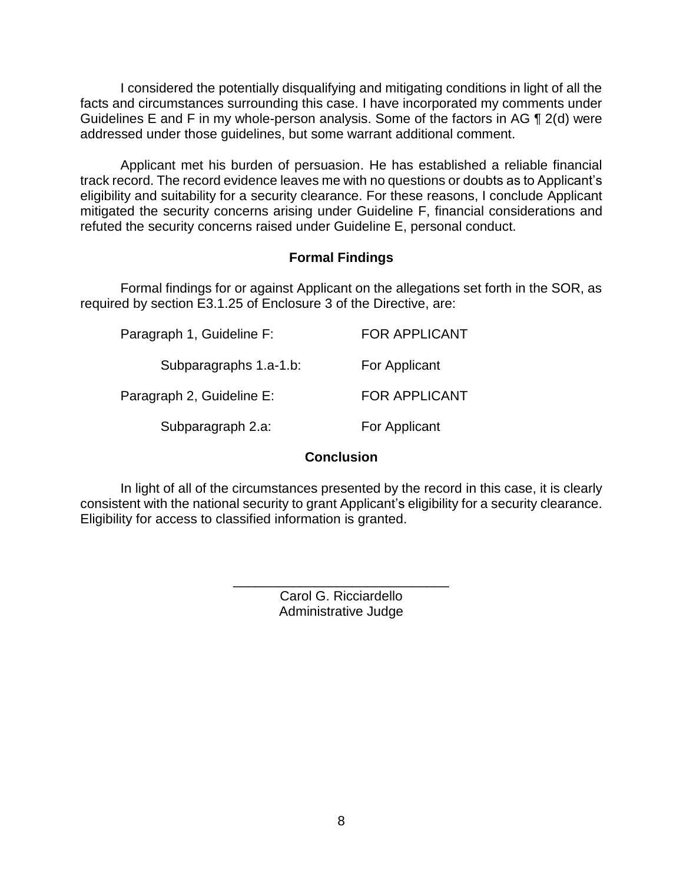I considered the potentially disqualifying and mitigating conditions in light of all the facts and circumstances surrounding this case. I have incorporated my comments under Guidelines E and F in my whole-person analysis. Some of the factors in AG ¶ 2(d) were addressed under those guidelines, but some warrant additional comment.

Applicant met his burden of persuasion. He has established a reliable financial track record. The record evidence leaves me with no questions or doubts as to Applicant's eligibility and suitability for a security clearance. For these reasons, I conclude Applicant mitigated the security concerns arising under Guideline F, financial considerations and refuted the security concerns raised under Guideline E, personal conduct.

## Formal Findings

Formal findings for or against Applicant on the allegations set forth in the SOR, as required by section E3.1.25 of Enclosure 3 of the Directive, are:

| | |
|---|---|
| Paragraph 1, Guideline F: | FOR APPLICANT |
| Subparagraphs 1.a-1.b: | For Applicant |
| Paragraph 2, Guideline E: | FOR APPLICANT |
| Subparagraph 2.a: | For Applicant |

## Conclusion

In light of all of the circumstances presented by the record in this case, it is clearly consistent with the national security to grant Applicant's eligibility for a security clearance. Eligibility for access to classified information is granted.

\_\_\_\_\_\_\_\_\_\_\_\_\_\_\_\_\_\_\_\_\_\_\_\_\_\_\_\_\_\_

Carol G. Ricciardello
Administrative Judge